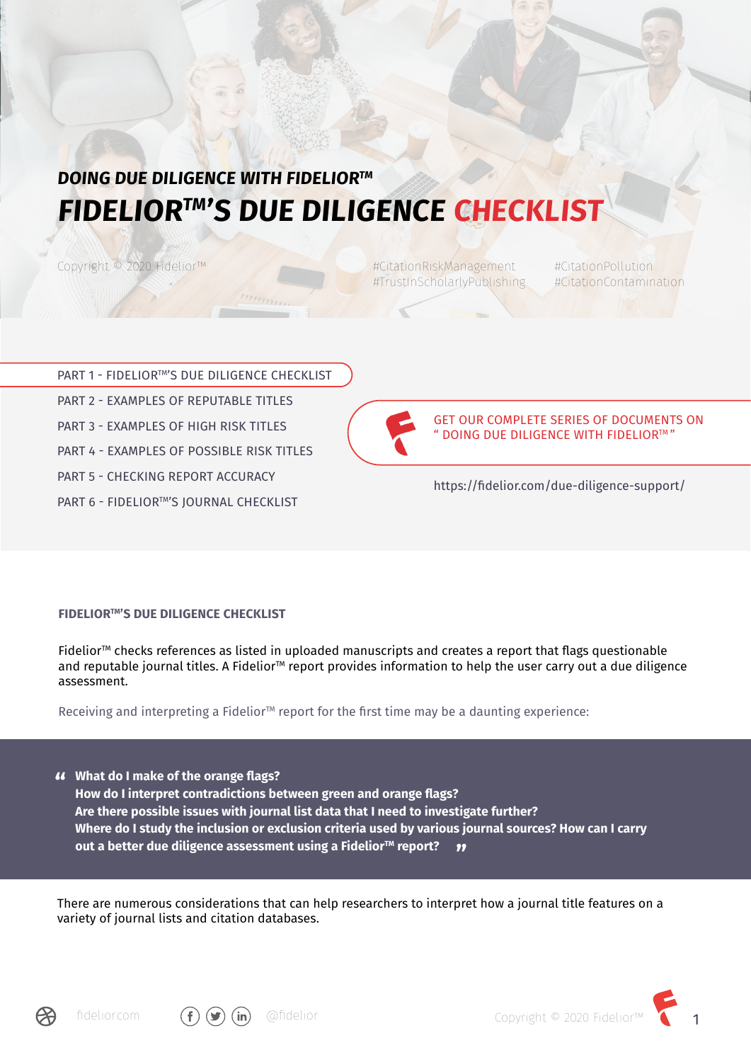*DOING DUE DILIGENCE WITH FIDELIOR™*

# *FIDELIOR™'S DUE DILIGENCE CHECKLIST*

Copyright © 2020 Fidelior™

#CitationRiskManagement #TrustInScholarlyPublishing #CitationPollution #CitationContamination

- PART 1 - FIDELIOR™'S DUE DILIGENCE CHECKLIST
- PART 2 - EXAMPLES OF REPUTABLE TITLES
- PART 3 - EXAMPLES OF HIGH RISK TITLES
- PART 4 - EXAMPLES OF POSSIBLE RISK TITLES
- PART 5 - CHECKING REPORT ACCURACY
- PART 6 - FIDELIOR™'S JOURNAL CHECKLIST

GET OUR COMPLETE SERIES OF DOCUMENTS ON " DOING DUE DILIGENCE WITH FIDELIOR™ "

https://fidelior.com/due-diligence-support/

## FIDELIOR™'S DUE DILIGENCE CHECKLIST

Fidelior™ checks references as listed in uploaded manuscripts and creates a report that flags questionable and reputable journal titles. A Fidelior™ report provides information to help the user carry out a due diligence assessment.

Receiving and interpreting a Fidelior™ report for the first time may be a daunting experience:

> **"What do I make of the orange flags?**
> **How do I interpret contradictions between green and orange flags?**
> **Are there possible issues with journal list data that I need to investigate further?**
> **Where do I study the inclusion or exclusion criteria used by various journal sources? How can I carry out a better due diligence assessment using a Fidelior™ report?"**

There are numerous considerations that can help researchers to interpret how a journal title features on a variety of journal lists and citation databases.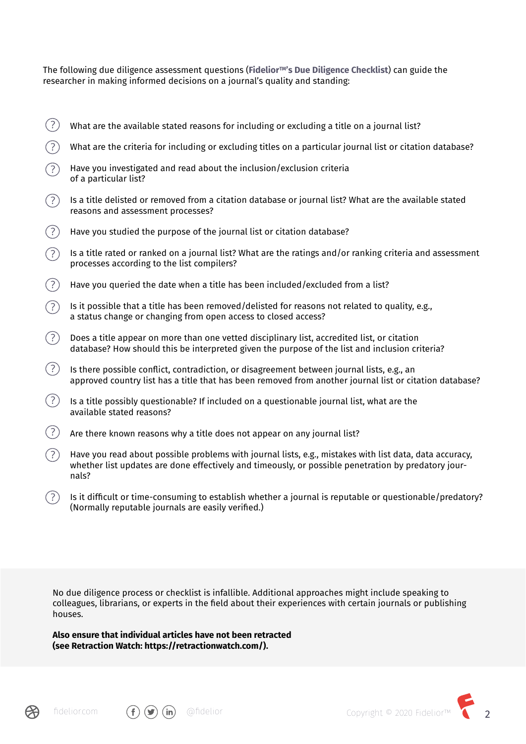The following due diligence assessment questions (**Fidelior™'s Due Diligence Checklist**) can guide the researcher in making informed decisions on a journal's quality and standing:

- What are the available stated reasons for including or excluding a title on a journal list?
- What are the criteria for including or excluding titles on a particular journal list or citation database?
- Have you investigated and read about the inclusion/exclusion criteria of a particular list?
- Is a title delisted or removed from a citation database or journal list? What are the available stated reasons and assessment processes?
- Have you studied the purpose of the journal list or citation database?
- Is a title rated or ranked on a journal list? What are the ratings and/or ranking criteria and assessment processes according to the list compilers?
- Have you queried the date when a title has been included/excluded from a list?
- Is it possible that a title has been removed/delisted for reasons not related to quality, e.g., a status change or changing from open access to closed access?
- Does a title appear on more than one vetted disciplinary list, accredited list, or citation database? How should this be interpreted given the purpose of the list and inclusion criteria?
- Is there possible conflict, contradiction, or disagreement between journal lists, e.g., an approved country list has a title that has been removed from another journal list or citation database?
- Is a title possibly questionable? If included on a questionable journal list, what are the available stated reasons?
- Are there known reasons why a title does not appear on any journal list?
- Have you read about possible problems with journal lists, e.g., mistakes with list data, data accuracy, whether list updates are done effectively and timeously, or possible penetration by predatory journals?
- Is it difficult or time-consuming to establish whether a journal is reputable or questionable/predatory? (Normally reputable journals are easily verified.)

No due diligence process or checklist is infallible. Additional approaches might include speaking to colleagues, librarians, or experts in the field about their experiences with certain journals or publishing houses.

**Also ensure that individual articles have not been retracted (see Retraction Watch: https://retractionwatch.com/).**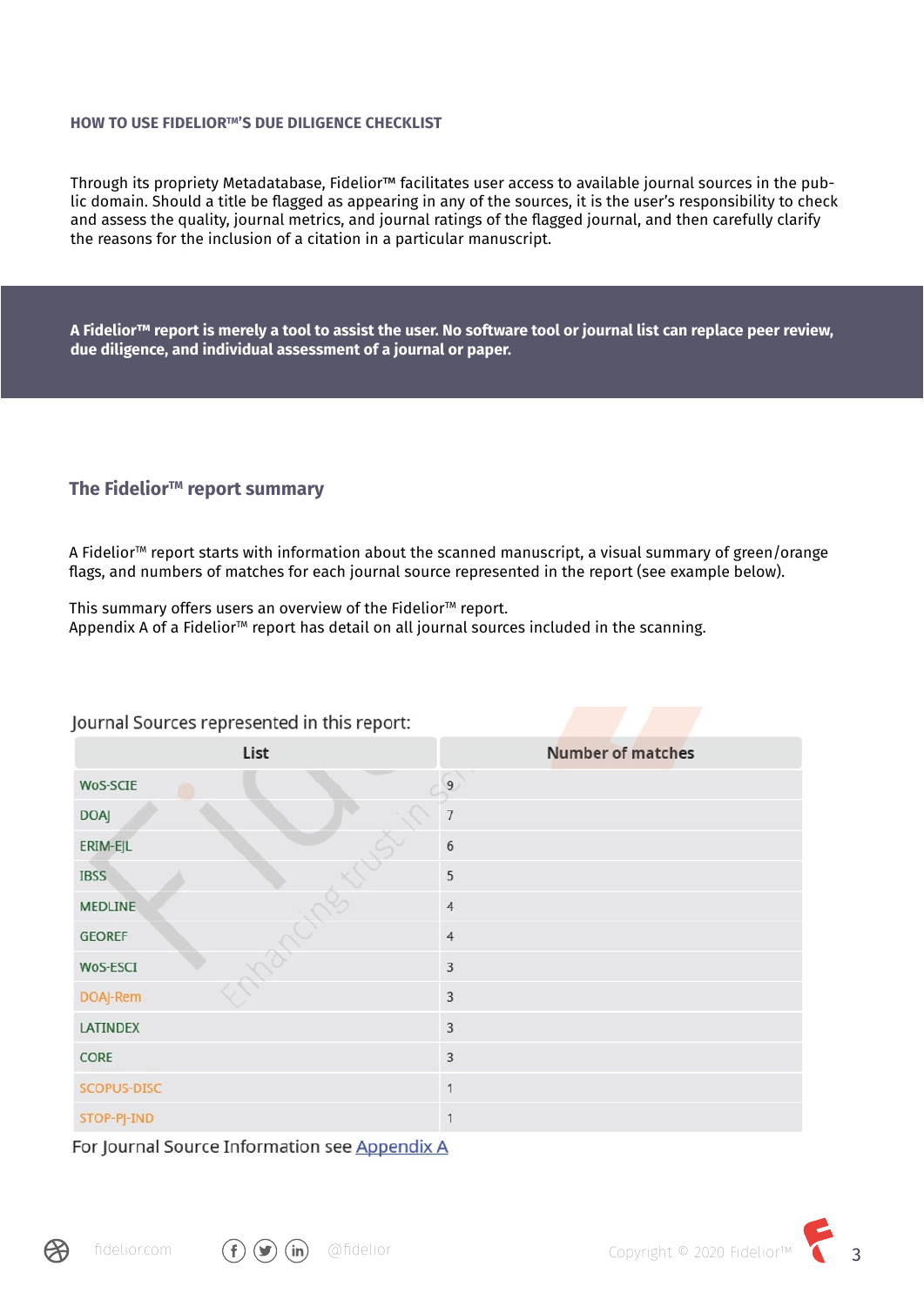### HOW TO USE FIDELIOR™'S DUE DILIGENCE CHECKLIST

Through its propriety Metadatabase, Fidelior™ facilitates user access to available journal sources in the public domain. Should a title be flagged as appearing in any of the sources, it is the user's responsibility to check and assess the quality, journal metrics, and journal ratings of the flagged journal, and then carefully clarify the reasons for the inclusion of a citation in a particular manuscript.

**A Fidelior™ report is merely a tool to assist the user. No software tool or journal list can replace peer review, due diligence, and individual assessment of a journal or paper.**

## The Fidelior™ report summary

A Fidelior™ report starts with information about the scanned manuscript, a visual summary of green/orange flags, and numbers of matches for each journal source represented in the report (see example below).

This summary offers users an overview of the Fidelior™ report.
Appendix A of a Fidelior™ report has detail on all journal sources included in the scanning.

Journal Sources represented in this report:

| List | Number of matches |
|---|---|
| WoS-SCIE | 9 |
| DOAJ | 7 |
| ERIM-EJL | 6 |
| IBSS | 5 |
| MEDLINE | 4 |
| GEOREF | 4 |
| WoS-ESCI | 3 |
| DOAJ-Rem | 3 |
| LATINDEX | 3 |
| CORE | 3 |
| SCOPUS-DISC | 1 |
| STOP-PJ-IND | 1 |

For Journal Source Information see Appendix A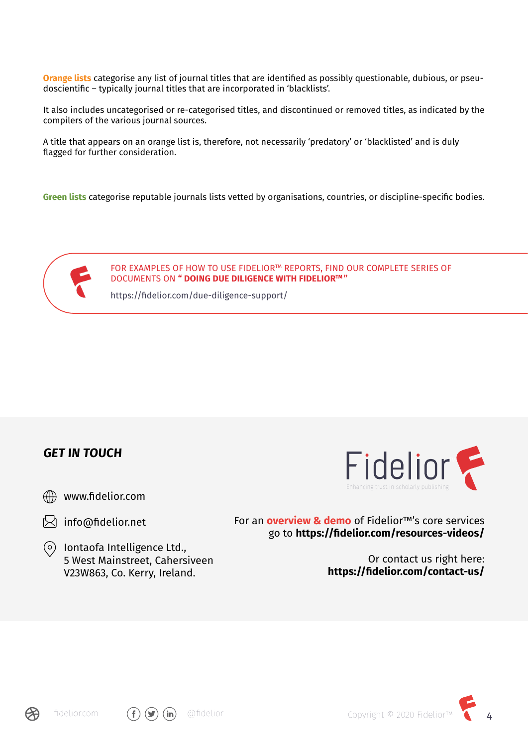**Orange lists** categorise any list of journal titles that are identified as possibly questionable, dubious, or pseudoscientific – typically journal titles that are incorporated in 'blacklists'.

It also includes uncategorised or re-categorised titles, and discontinued or removed titles, as indicated by the compilers of the various journal sources.

A title that appears on an orange list is, therefore, not necessarily 'predatory' or 'blacklisted' and is duly flagged for further consideration.

**Green lists** categorise reputable journals lists vetted by organisations, countries, or discipline-specific bodies.

FOR EXAMPLES OF HOW TO USE FIDELIOR™ REPORTS, FIND OUR COMPLETE SERIES OF DOCUMENTS ON **" DOING DUE DILIGENCE WITH FIDELIOR™ "**

https://fidelior.com/due-diligence-support/

## *GET IN TOUCH*

www.fidelior.com

info@fidelior.net

Iontaofa Intelligence Ltd.,
5 West Mainstreet, Cahersiveen
V23W863, Co. Kerry, Ireland.

Fidelior
Enhancing trust in scholarly publishing

For an **overview & demo** of Fidelior™'s core services go to **https://fidelior.com/resources-videos/**

Or contact us right here:
**https://fidelior.com/contact-us/**

fidelior.com @fidelior

Copyright © 2020 Fidelior™